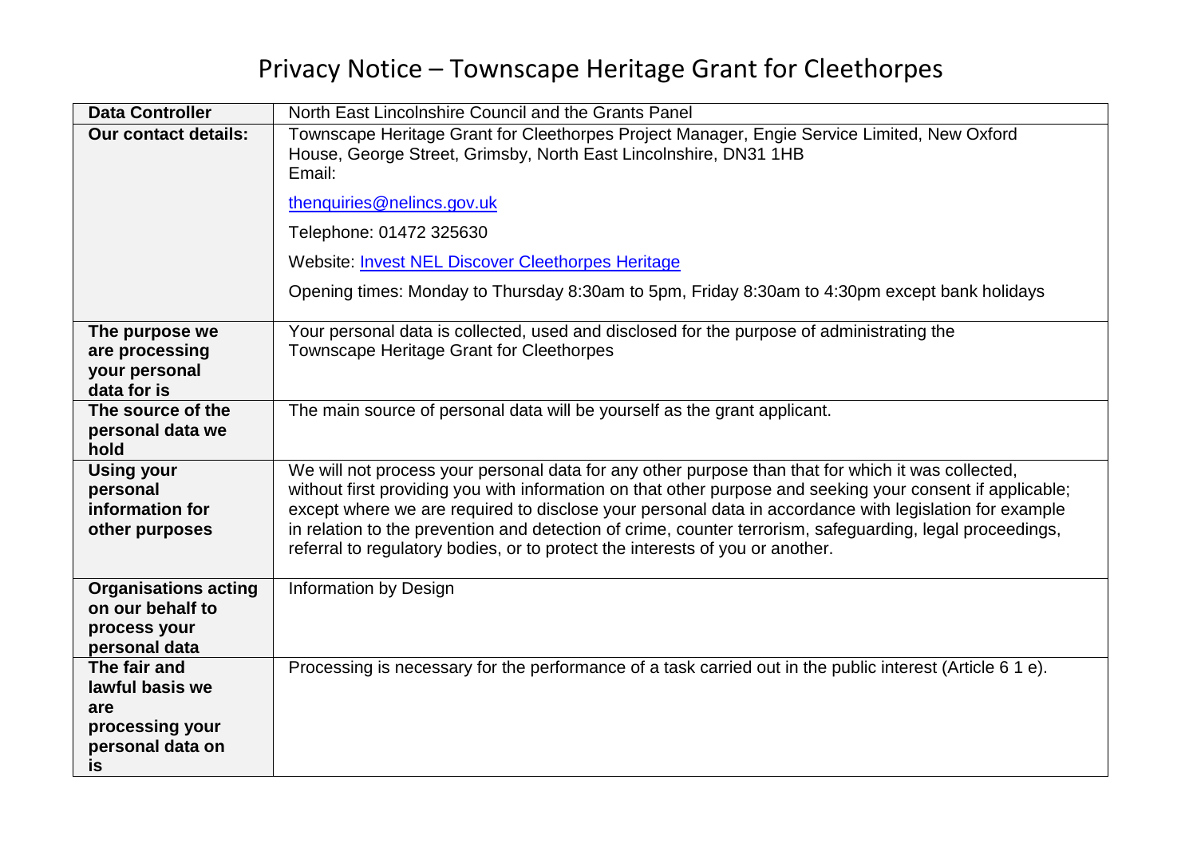# Privacy Notice – Townscape Heritage Grant for Cleethorpes

| **Data Controller** | North East Lincolnshire Council and the Grants Panel |
|---|---|
| **Our contact details:** | Townscape Heritage Grant for Cleethorpes Project Manager, Engie Service Limited, New Oxford House, George Street, Grimsby, North East Lincolnshire, DN31 1HB<br>Email:<br>thenquiries@nelincs.gov.uk<br>Telephone: 01472 325630<br>Website: [Invest NEL Discover Cleethorpes Heritage]()<br>Opening times: Monday to Thursday 8:30am to 5pm, Friday 8:30am to 4:30pm except bank holidays |
| **The purpose we are processing your personal data for is** | Your personal data is collected, used and disclosed for the purpose of administrating the Townscape Heritage Grant for Cleethorpes |
| **The source of the personal data we hold** | The main source of personal data will be yourself as the grant applicant. |
| **Using your personal information for other purposes** | We will not process your personal data for any other purpose than that for which it was collected, without first providing you with information on that other purpose and seeking your consent if applicable; except where we are required to disclose your personal data in accordance with legislation for example in relation to the prevention and detection of crime, counter terrorism, safeguarding, legal proceedings, referral to regulatory bodies, or to protect the interests of you or another. |
| **Organisations acting on our behalf to process your personal data** | Information by Design |
| **The fair and lawful basis we are processing your personal data on is** | Processing is necessary for the performance of a task carried out in the public interest (Article 6 1 e). |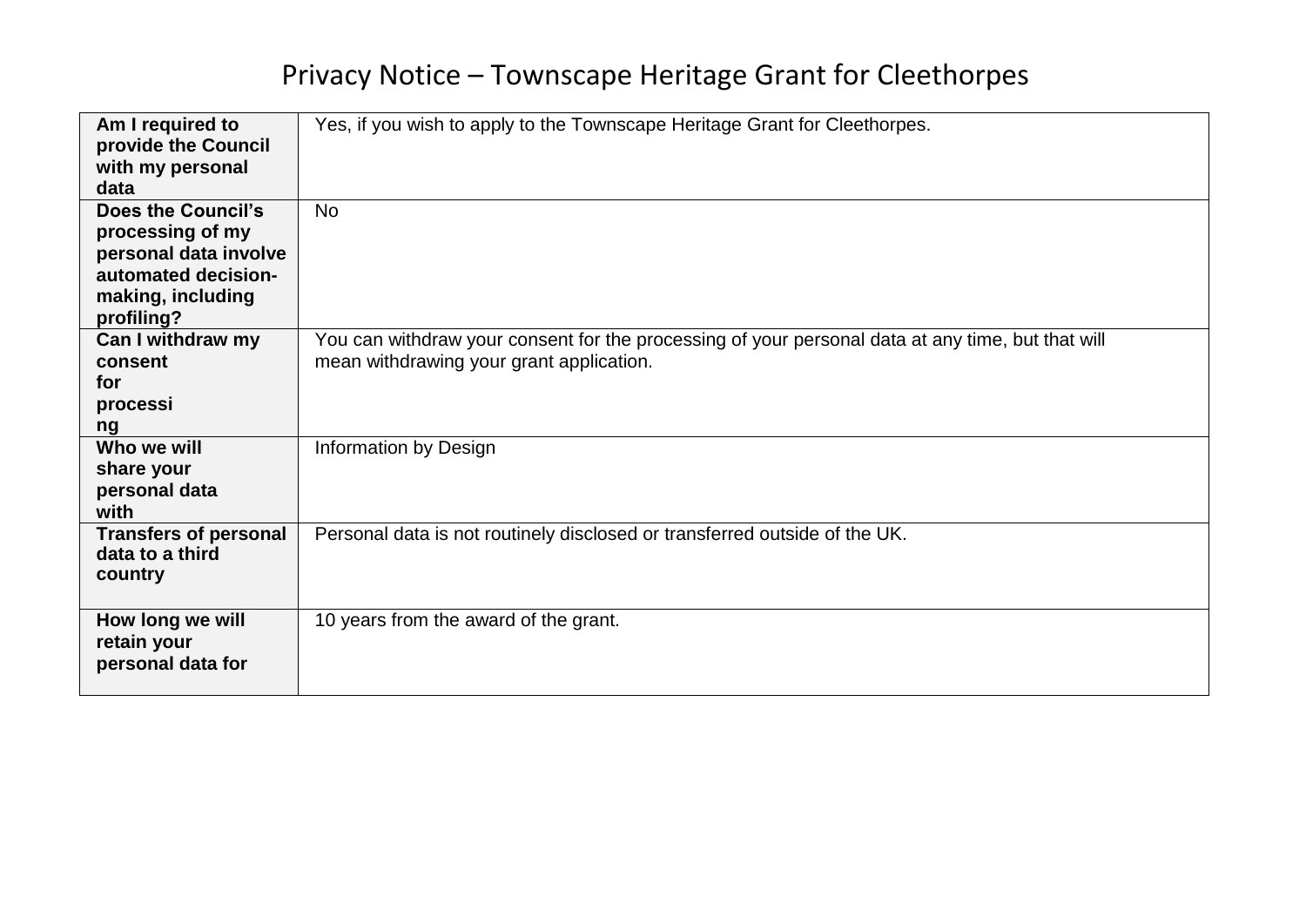# Privacy Notice – Townscape Heritage Grant for Cleethorpes

| | |
|---|---|
| **Am I required to provide the Council with my personal data** | Yes, if you wish to apply to the Townscape Heritage Grant for Cleethorpes. |
| **Does the Council's processing of my personal data involve automated decision-making, including profiling?** | No |
| **Can I withdraw my consent for processing** | You can withdraw your consent for the processing of your personal data at any time, but that will mean withdrawing your grant application. |
| **Who we will share your personal data with** | Information by Design |
| **Transfers of personal data to a third country** | Personal data is not routinely disclosed or transferred outside of the UK. |
| **How long we will retain your personal data for** | 10 years from the award of the grant. |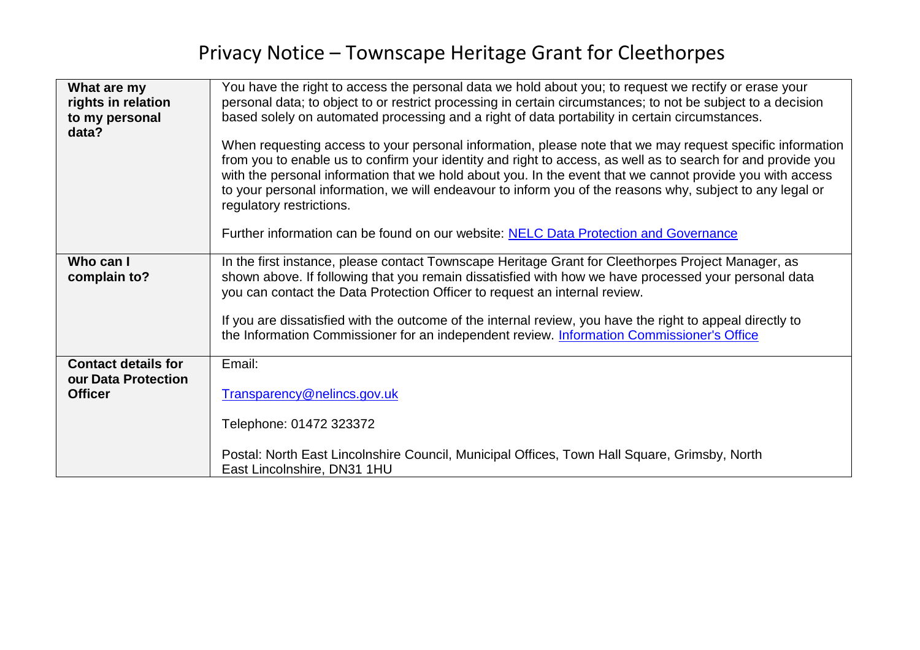# Privacy Notice – Townscape Heritage Grant for Cleethorpes

| | |
|---|---|
| **What are my rights in relation to my personal data?** | You have the right to access the personal data we hold about you; to request we rectify or erase your personal data; to object to or restrict processing in certain circumstances; to not be subject to a decision based solely on automated processing and a right of data portability in certain circumstances.<br><br>When requesting access to your personal information, please note that we may request specific information from you to enable us to confirm your identity and right to access, as well as to search for and provide you with the personal information that we hold about you. In the event that we cannot provide you with access to your personal information, we will endeavour to inform you of the reasons why, subject to any legal or regulatory restrictions.<br><br>Further information can be found on our website: NELC Data Protection and Governance |
| **Who can I complain to?** | In the first instance, please contact Townscape Heritage Grant for Cleethorpes Project Manager, as shown above. If following that you remain dissatisfied with how we have processed your personal data you can contact the Data Protection Officer to request an internal review.<br><br>If you are dissatisfied with the outcome of the internal review, you have the right to appeal directly to the Information Commissioner for an independent review. Information Commissioner's Office |
| **Contact details for our Data Protection Officer** | Email:<br><br>Transparency@nelincs.gov.uk<br><br>Telephone: 01472 323372<br><br>Postal: North East Lincolnshire Council, Municipal Offices, Town Hall Square, Grimsby, North East Lincolnshire, DN31 1HU |